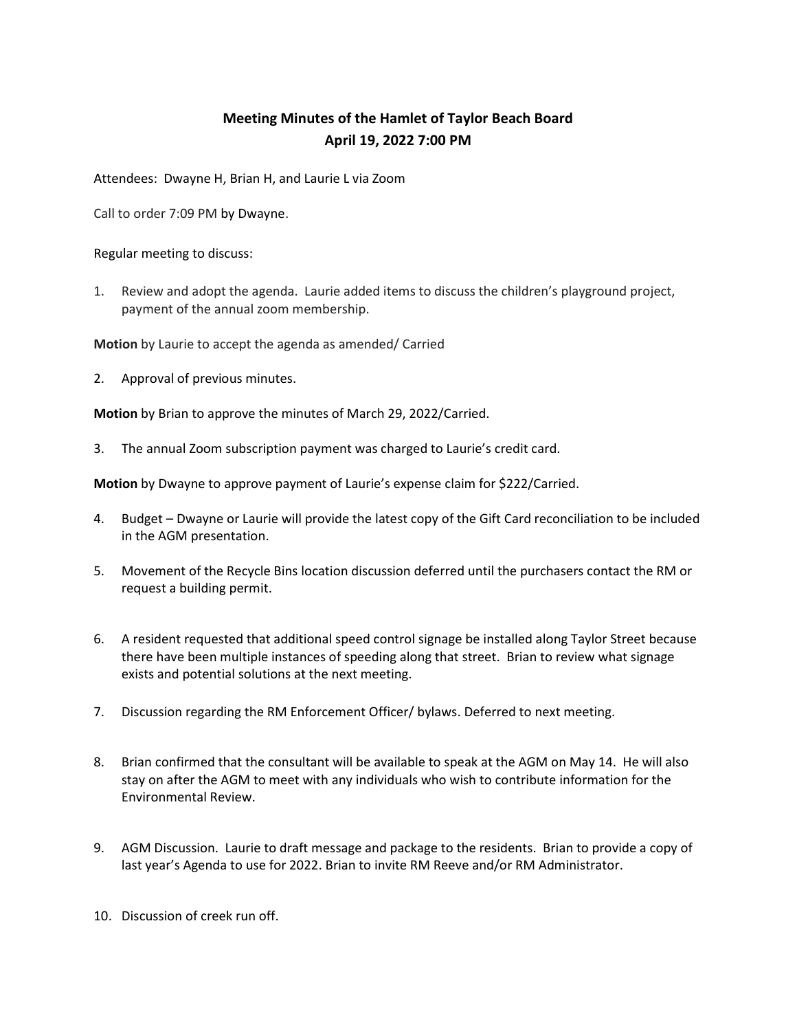# Meeting Minutes of the Hamlet of Taylor Beach Board
## April 19, 2022 7:00 PM

Attendees: Dwayne H, Brian H, and Laurie L via Zoom

Call to order 7:09 PM by Dwayne.

Regular meeting to discuss:

1. Review and adopt the agenda. Laurie added items to discuss the children's playground project, payment of the annual zoom membership.

**Motion** by Laurie to accept the agenda as amended/ Carried

2. Approval of previous minutes.

**Motion** by Brian to approve the minutes of March 29, 2022/Carried.

3. The annual Zoom subscription payment was charged to Laurie's credit card.

**Motion** by Dwayne to approve payment of Laurie's expense claim for $222/Carried.

4. Budget – Dwayne or Laurie will provide the latest copy of the Gift Card reconciliation to be included in the AGM presentation.

5. Movement of the Recycle Bins location discussion deferred until the purchasers contact the RM or request a building permit.

6. A resident requested that additional speed control signage be installed along Taylor Street because there have been multiple instances of speeding along that street. Brian to review what signage exists and potential solutions at the next meeting.

7. Discussion regarding the RM Enforcement Officer/ bylaws. Deferred to next meeting.

8. Brian confirmed that the consultant will be available to speak at the AGM on May 14. He will also stay on after the AGM to meet with any individuals who wish to contribute information for the Environmental Review.

9. AGM Discussion. Laurie to draft message and package to the residents. Brian to provide a copy of last year's Agenda to use for 2022. Brian to invite RM Reeve and/or RM Administrator.

10. Discussion of creek run off.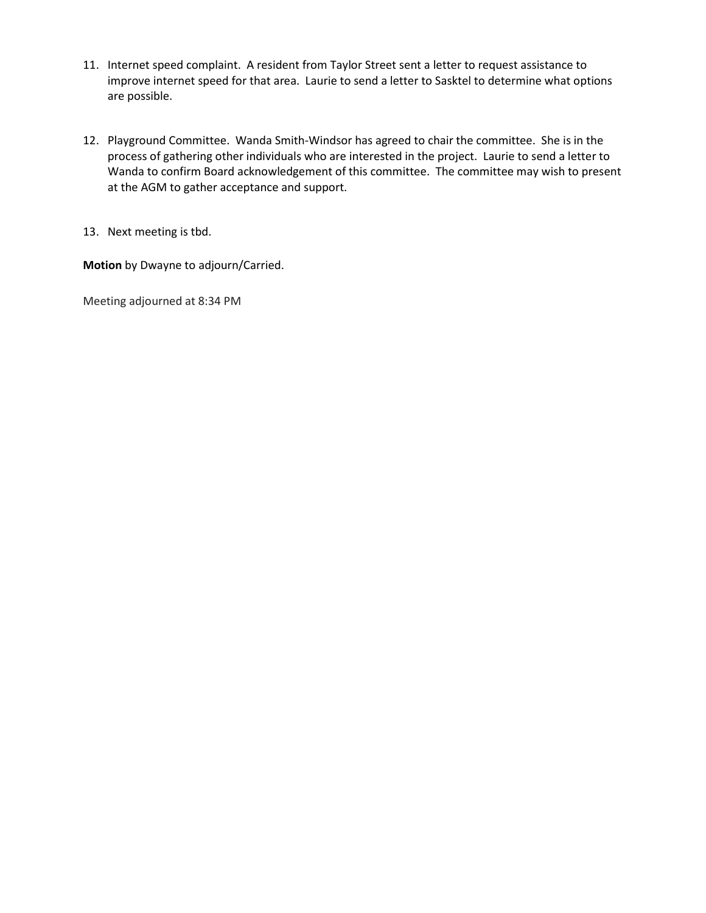11. Internet speed complaint. A resident from Taylor Street sent a letter to request assistance to improve internet speed for that area. Laurie to send a letter to Sasktel to determine what options are possible.

12. Playground Committee. Wanda Smith-Windsor has agreed to chair the committee. She is in the process of gathering other individuals who are interested in the project. Laurie to send a letter to Wanda to confirm Board acknowledgement of this committee. The committee may wish to present at the AGM to gather acceptance and support.

13. Next meeting is tbd.

**Motion** by Dwayne to adjourn/Carried.

Meeting adjourned at 8:34 PM